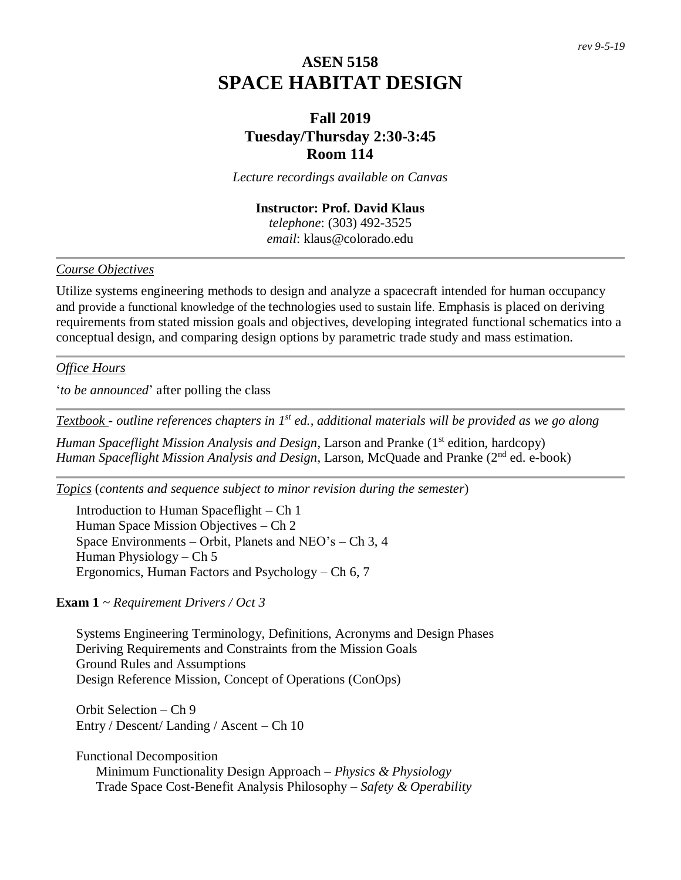*rev 9-5-19*

# ASEN 5158
# SPACE HABITAT DESIGN

## Fall 2019
## Tuesday/Thursday 2:30-3:45
## Room 114

*Lecture recordings available on Canvas*

**Instructor: Prof. David Klaus**
*telephone*: (303) 492-3525
*email*: klaus@colorado.edu

---

*Course Objectives*

Utilize systems engineering methods to design and analyze a spacecraft intended for human occupancy and provide a functional knowledge of the technologies used to sustain life. Emphasis is placed on deriving requirements from stated mission goals and objectives, developing integrated functional schematics into a conceptual design, and comparing design options by parametric trade study and mass estimation.

---

*Office Hours*

'*to be announced*' after polling the class

---

*Textbook - outline references chapters in 1st ed., additional materials will be provided as we go along*

*Human Spaceflight Mission Analysis and Design*, Larson and Pranke (1st edition, hardcopy)
*Human Spaceflight Mission Analysis and Design*, Larson, McQuade and Pranke (2nd ed. e-book)

---

*Topics* (*contents and sequence subject to minor revision during the semester*)

Introduction to Human Spaceflight – Ch 1
Human Space Mission Objectives – Ch 2
Space Environments – Orbit, Planets and NEO's – Ch 3, 4
Human Physiology – Ch 5
Ergonomics, Human Factors and Psychology – Ch 6, 7

**Exam 1** ~ *Requirement Drivers / Oct 3*

Systems Engineering Terminology, Definitions, Acronyms and Design Phases
Deriving Requirements and Constraints from the Mission Goals
Ground Rules and Assumptions
Design Reference Mission, Concept of Operations (ConOps)

Orbit Selection – Ch 9
Entry / Descent/ Landing / Ascent – Ch 10

Functional Decomposition
- Minimum Functionality Design Approach – *Physics & Physiology*
- Trade Space Cost-Benefit Analysis Philosophy – *Safety & Operability*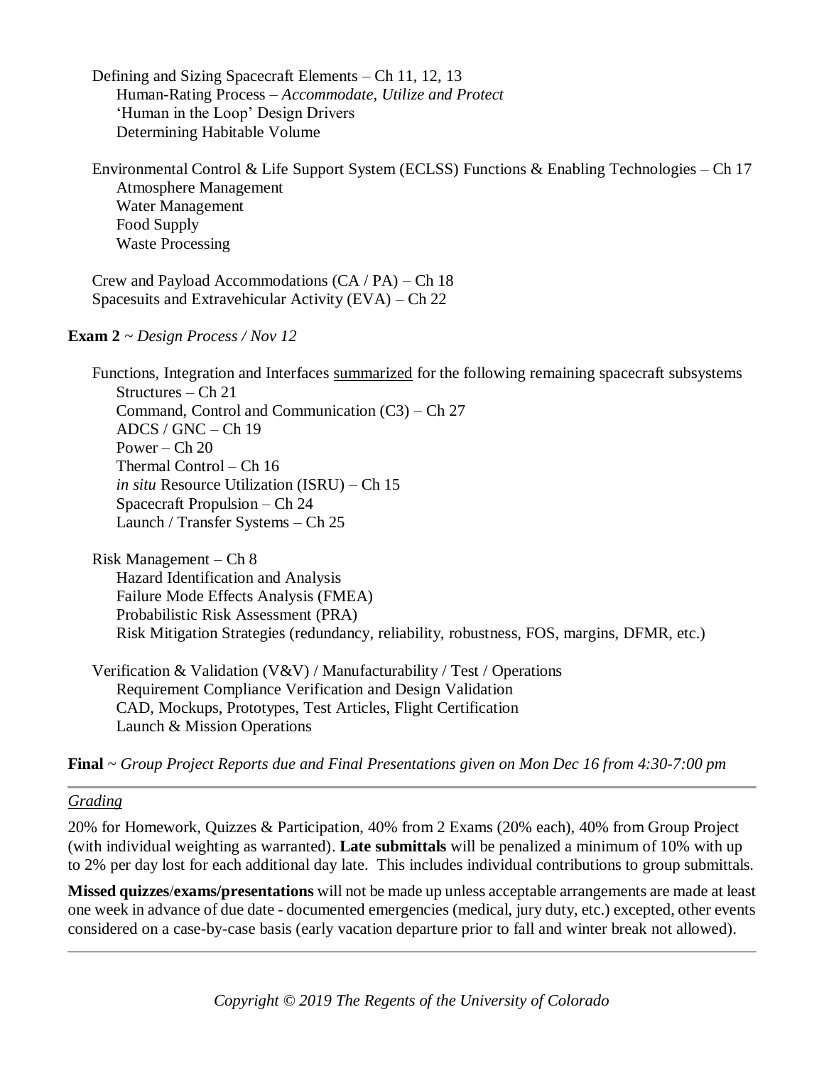- Defining and Sizing Spacecraft Elements – Ch 11, 12, 13
  - Human-Rating Process – *Accommodate, Utilize and Protect*
  - 'Human in the Loop' Design Drivers
  - Determining Habitable Volume

- Environmental Control & Life Support System (ECLSS) Functions & Enabling Technologies – Ch 17
  - Atmosphere Management
  - Water Management
  - Food Supply
  - Waste Processing

- Crew and Payload Accommodations (CA / PA) – Ch 18
- Spacesuits and Extravehicular Activity (EVA) – Ch 22

**Exam 2** ~ *Design Process / Nov 12*

- Functions, Integration and Interfaces <u>summarized</u> for the following remaining spacecraft subsystems
  - Structures – Ch 21
  - Command, Control and Communication (C3) – Ch 27
  - ADCS / GNC – Ch 19
  - Power – Ch 20
  - Thermal Control – Ch 16
  - *in situ* Resource Utilization (ISRU) – Ch 15
  - Spacecraft Propulsion – Ch 24
  - Launch / Transfer Systems – Ch 25

- Risk Management – Ch 8
  - Hazard Identification and Analysis
  - Failure Mode Effects Analysis (FMEA)
  - Probabilistic Risk Assessment (PRA)
  - Risk Mitigation Strategies (redundancy, reliability, robustness, FOS, margins, DFMR, etc.)

- Verification & Validation (V&V) / Manufacturability / Test / Operations
  - Requirement Compliance Verification and Design Validation
  - CAD, Mockups, Prototypes, Test Articles, Flight Certification
  - Launch & Mission Operations

**Final** ~ *Group Project Reports due and Final Presentations given on Mon Dec 16 from 4:30-7:00 pm*

---

*<u>Grading</u>*

20% for Homework, Quizzes & Participation, 40% from 2 Exams (20% each), 40% from Group Project (with individual weighting as warranted). **Late submittals** will be penalized a minimum of 10% with up to 2% per day lost for each additional day late. This includes individual contributions to group submittals.

**Missed quizzes/exams/presentations** will not be made up unless acceptable arrangements are made at least one week in advance of due date - documented emergencies (medical, jury duty, etc.) excepted, other events considered on a case-by-case basis (early vacation departure prior to fall and winter break not allowed).

---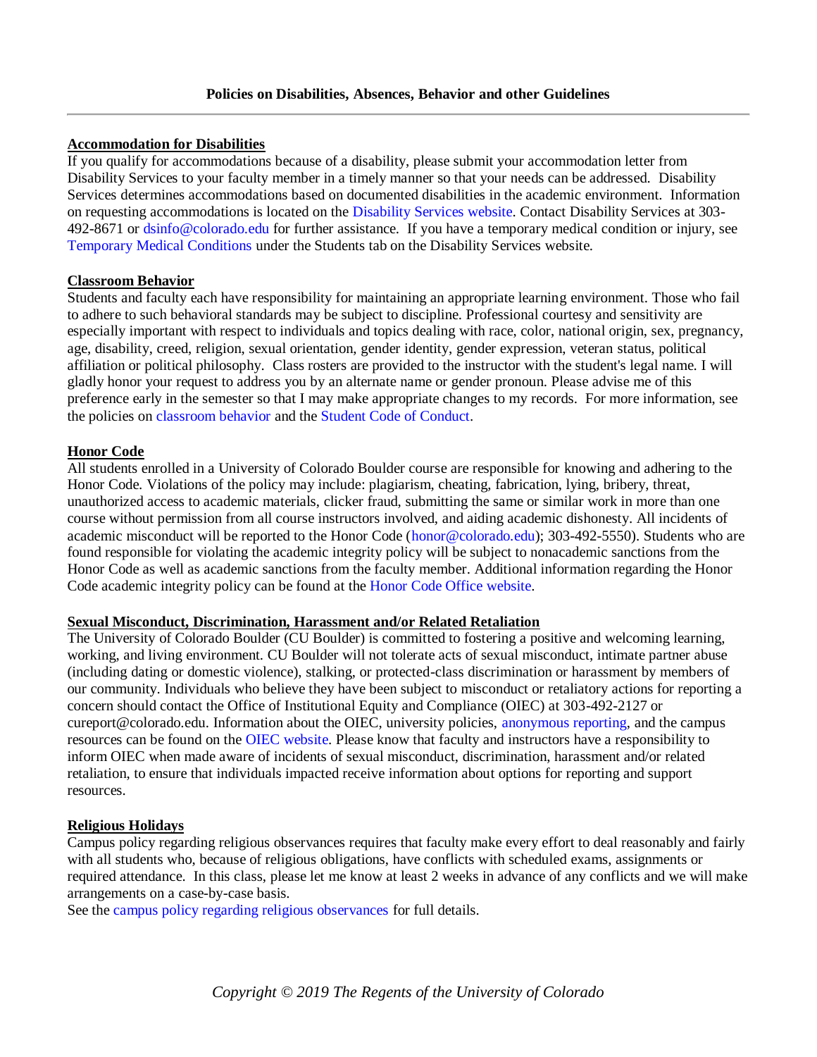## Policies on Disabilities, Absences, Behavior and other Guidelines

**Accommodation for Disabilities**

If you qualify for accommodations because of a disability, please submit your accommodation letter from Disability Services to your faculty member in a timely manner so that your needs can be addressed. Disability Services determines accommodations based on documented disabilities in the academic environment. Information on requesting accommodations is located on the Disability Services website. Contact Disability Services at 303-492-8671 or dsinfo@colorado.edu for further assistance. If you have a temporary medical condition or injury, see Temporary Medical Conditions under the Students tab on the Disability Services website.

**Classroom Behavior**

Students and faculty each have responsibility for maintaining an appropriate learning environment. Those who fail to adhere to such behavioral standards may be subject to discipline. Professional courtesy and sensitivity are especially important with respect to individuals and topics dealing with race, color, national origin, sex, pregnancy, age, disability, creed, religion, sexual orientation, gender identity, gender expression, veteran status, political affiliation or political philosophy. Class rosters are provided to the instructor with the student's legal name. I will gladly honor your request to address you by an alternate name or gender pronoun. Please advise me of this preference early in the semester so that I may make appropriate changes to my records. For more information, see the policies on classroom behavior and the Student Code of Conduct.

**Honor Code**

All students enrolled in a University of Colorado Boulder course are responsible for knowing and adhering to the Honor Code. Violations of the policy may include: plagiarism, cheating, fabrication, lying, bribery, threat, unauthorized access to academic materials, clicker fraud, submitting the same or similar work in more than one course without permission from all course instructors involved, and aiding academic dishonesty. All incidents of academic misconduct will be reported to the Honor Code (honor@colorado.edu); 303-492-5550). Students who are found responsible for violating the academic integrity policy will be subject to nonacademic sanctions from the Honor Code as well as academic sanctions from the faculty member. Additional information regarding the Honor Code academic integrity policy can be found at the Honor Code Office website.

**Sexual Misconduct, Discrimination, Harassment and/or Related Retaliation**

The University of Colorado Boulder (CU Boulder) is committed to fostering a positive and welcoming learning, working, and living environment. CU Boulder will not tolerate acts of sexual misconduct, intimate partner abuse (including dating or domestic violence), stalking, or protected-class discrimination or harassment by members of our community. Individuals who believe they have been subject to misconduct or retaliatory actions for reporting a concern should contact the Office of Institutional Equity and Compliance (OIEC) at 303-492-2127 or cureport@colorado.edu. Information about the OIEC, university policies, anonymous reporting, and the campus resources can be found on the OIEC website. Please know that faculty and instructors have a responsibility to inform OIEC when made aware of incidents of sexual misconduct, discrimination, harassment and/or related retaliation, to ensure that individuals impacted receive information about options for reporting and support resources.

**Religious Holidays**

Campus policy regarding religious observances requires that faculty make every effort to deal reasonably and fairly with all students who, because of religious obligations, have conflicts with scheduled exams, assignments or required attendance. In this class, please let me know at least 2 weeks in advance of any conflicts and we will make arrangements on a case-by-case basis.

See the campus policy regarding religious observances for full details.

*Copyright © 2019 The Regents of the University of Colorado*